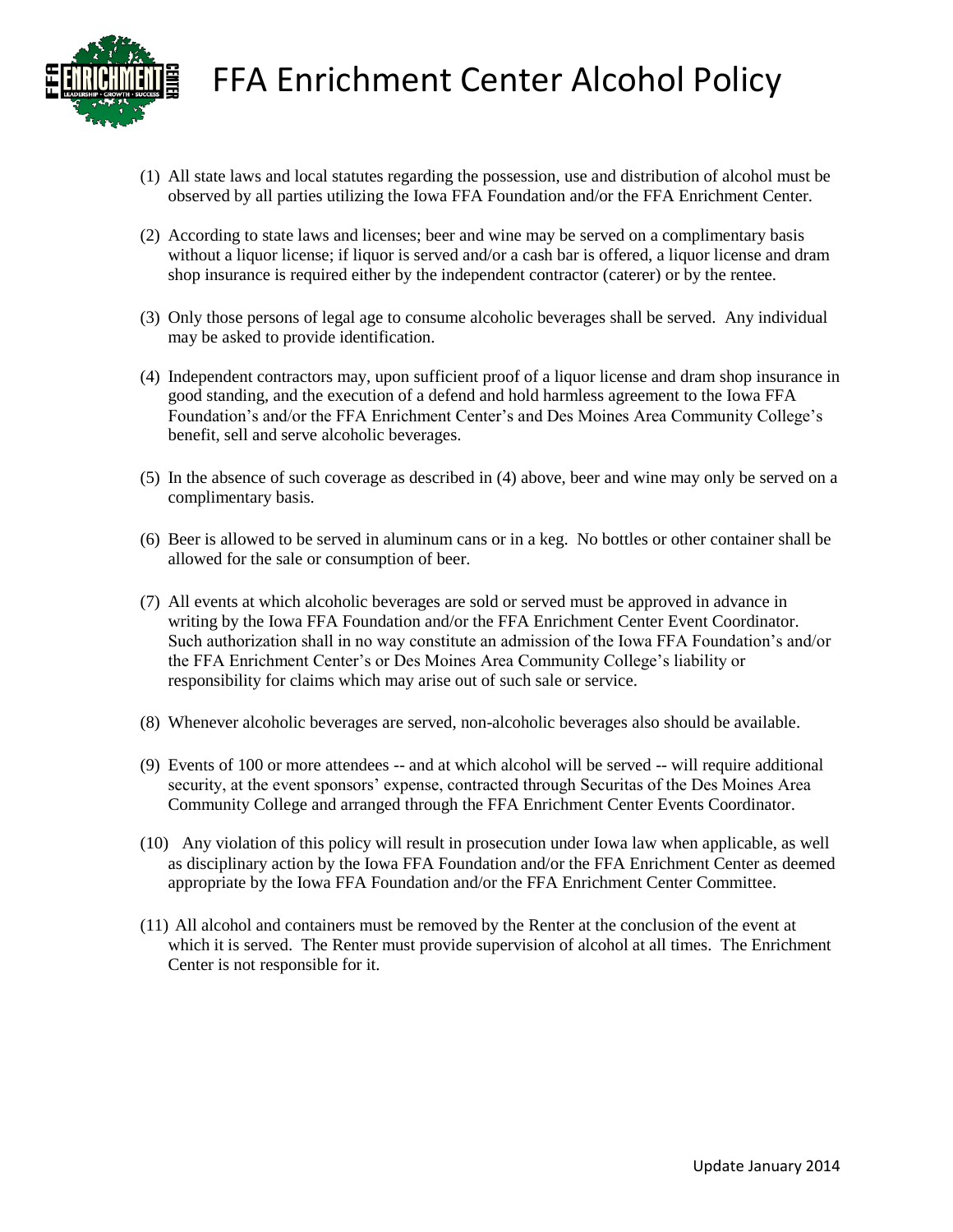# FFA Enrichment Center Alcohol Policy

(1) All state laws and local statutes regarding the possession, use and distribution of alcohol must be observed by all parties utilizing the Iowa FFA Foundation and/or the FFA Enrichment Center.

(2) According to state laws and licenses; beer and wine may be served on a complimentary basis without a liquor license; if liquor is served and/or a cash bar is offered, a liquor license and dram shop insurance is required either by the independent contractor (caterer) or by the rentee.

(3) Only those persons of legal age to consume alcoholic beverages shall be served. Any individual may be asked to provide identification.

(4) Independent contractors may, upon sufficient proof of a liquor license and dram shop insurance in good standing, and the execution of a defend and hold harmless agreement to the Iowa FFA Foundation's and/or the FFA Enrichment Center's and Des Moines Area Community College's benefit, sell and serve alcoholic beverages.

(5) In the absence of such coverage as described in (4) above, beer and wine may only be served on a complimentary basis.

(6) Beer is allowed to be served in aluminum cans or in a keg. No bottles or other container shall be allowed for the sale or consumption of beer.

(7) All events at which alcoholic beverages are sold or served must be approved in advance in writing by the Iowa FFA Foundation and/or the FFA Enrichment Center Event Coordinator. Such authorization shall in no way constitute an admission of the Iowa FFA Foundation's and/or the FFA Enrichment Center's or Des Moines Area Community College's liability or responsibility for claims which may arise out of such sale or service.

(8) Whenever alcoholic beverages are served, non-alcoholic beverages also should be available.

(9) Events of 100 or more attendees -- and at which alcohol will be served -- will require additional security, at the event sponsors' expense, contracted through Securitas of the Des Moines Area Community College and arranged through the FFA Enrichment Center Events Coordinator.

(10) Any violation of this policy will result in prosecution under Iowa law when applicable, as well as disciplinary action by the Iowa FFA Foundation and/or the FFA Enrichment Center as deemed appropriate by the Iowa FFA Foundation and/or the FFA Enrichment Center Committee.

(11) All alcohol and containers must be removed by the Renter at the conclusion of the event at which it is served. The Renter must provide supervision of alcohol at all times. The Enrichment Center is not responsible for it.

Update January 2014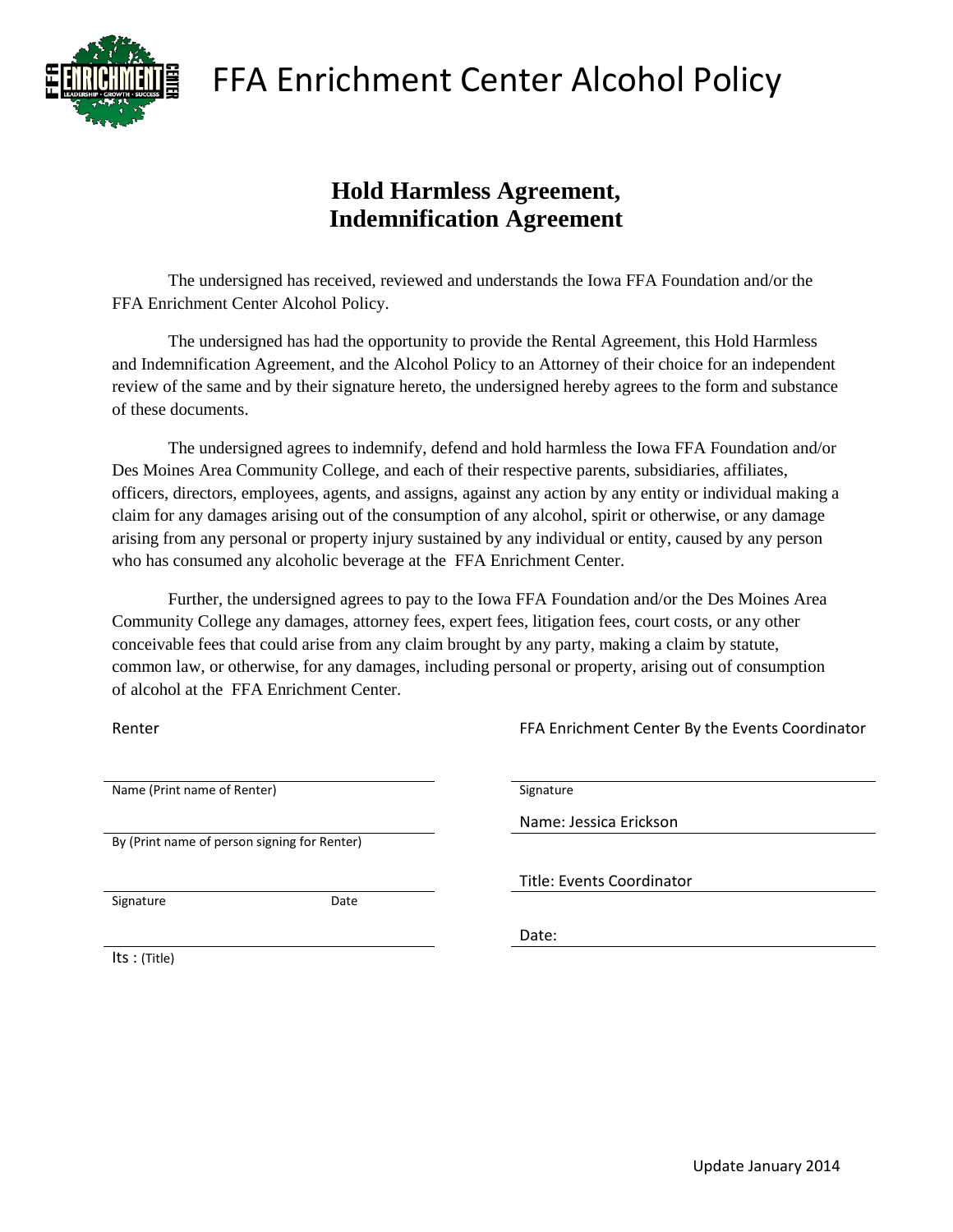# FFA Enrichment Center Alcohol Policy

## Hold Harmless Agreement, Indemnification Agreement

The undersigned has received, reviewed and understands the Iowa FFA Foundation and/or the FFA Enrichment Center Alcohol Policy.

The undersigned has had the opportunity to provide the Rental Agreement, this Hold Harmless and Indemnification Agreement, and the Alcohol Policy to an Attorney of their choice for an independent review of the same and by their signature hereto, the undersigned hereby agrees to the form and substance of these documents.

The undersigned agrees to indemnify, defend and hold harmless the Iowa FFA Foundation and/or Des Moines Area Community College, and each of their respective parents, subsidiaries, affiliates, officers, directors, employees, agents, and assigns, against any action by any entity or individual making a claim for any damages arising out of the consumption of any alcohol, spirit or otherwise, or any damage arising from any personal or property injury sustained by any individual or entity, caused by any person who has consumed any alcoholic beverage at the FFA Enrichment Center.

Further, the undersigned agrees to pay to the Iowa FFA Foundation and/or the Des Moines Area Community College any damages, attorney fees, expert fees, litigation fees, court costs, or any other conceivable fees that could arise from any claim brought by any party, making a claim by statute, common law, or otherwise, for any damages, including personal or property, arising out of consumption of alcohol at the FFA Enrichment Center.

| Renter | FFA Enrichment Center By the Events Coordinator |
|---|---|
| Name (Print name of Renter) | Signature |
| By (Print name of person signing for Renter) | Name: Jessica Erickson |
| Signature Date | Title: Events Coordinator |
| Its : (Title) | Date: |

Update January 2014